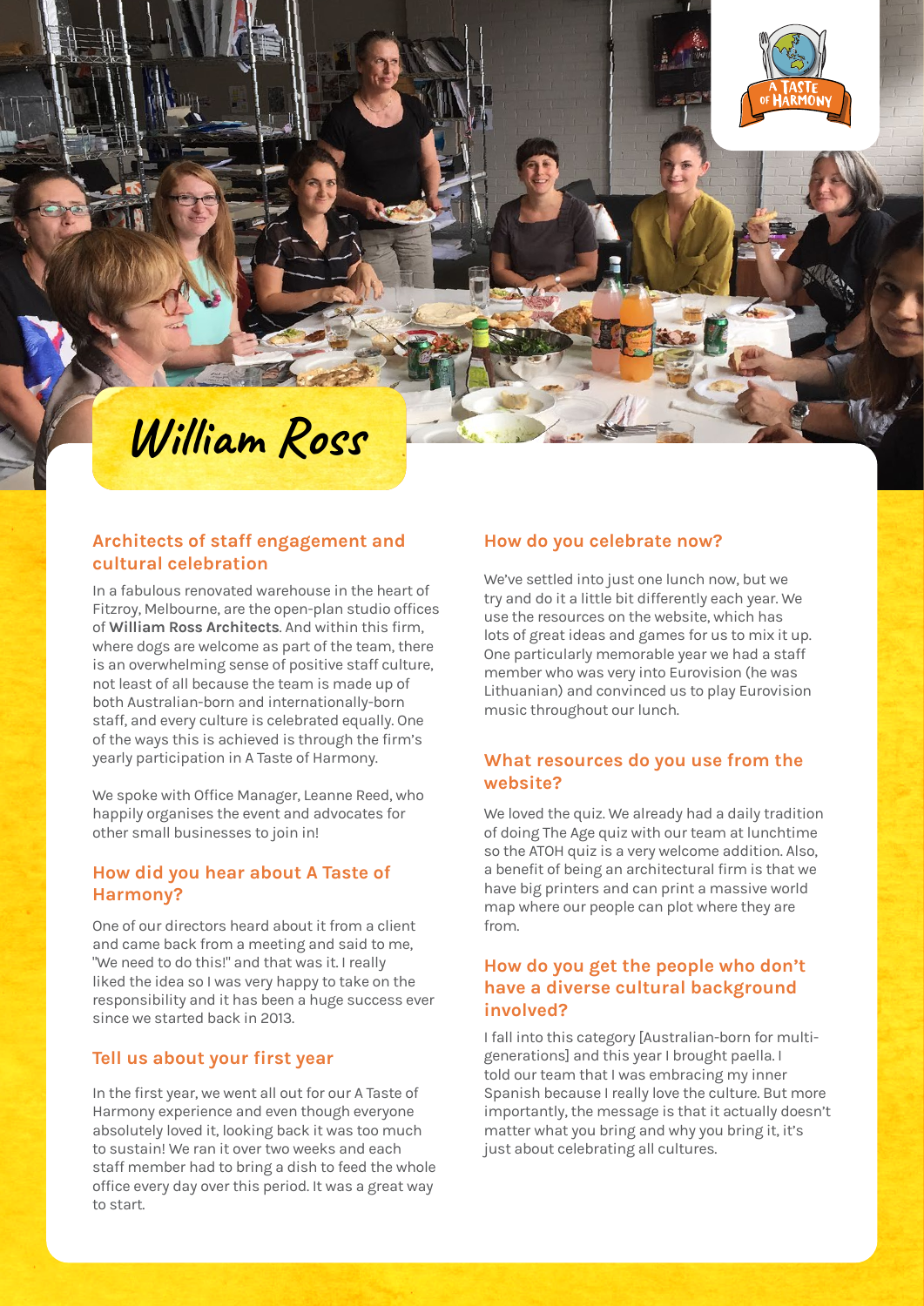# William Ross

## Architects of staff engagement and cultural celebration

In a fabulous renovated warehouse in the heart of Fitzroy, Melbourne, are the open-plan studio offices of **William Ross Architects**. And within this firm, where dogs are welcome as part of the team, there is an overwhelming sense of positive staff culture, not least of all because the team is made up of both Australian-born and internationally-born staff, and every culture is celebrated equally. One of the ways this is achieved is through the firm's yearly participation in A Taste of Harmony.

We spoke with Office Manager, Leanne Reed, who happily organises the event and advocates for other small businesses to join in!

### How did you hear about A Taste of Harmony?

One of our directors heard about it from a client and came back from a meeting and said to me, "We need to do this!" and that was it. I really liked the idea so I was very happy to take on the responsibility and it has been a huge success ever since we started back in 2013.

### Tell us about your first year

In the first year, we went all out for our A Taste of Harmony experience and even though everyone absolutely loved it, looking back it was too much to sustain! We ran it over two weeks and each staff member had to bring a dish to feed the whole office every day over this period. It was a great way to start.

### How do you celebrate now?

We've settled into just one lunch now, but we try and do it a little bit differently each year. We use the resources on the website, which has lots of great ideas and games for us to mix it up. One particularly memorable year we had a staff member who was very into Eurovision (he was Lithuanian) and convinced us to play Eurovision music throughout our lunch.

### What resources do you use from the website?

We loved the quiz. We already had a daily tradition of doing The Age quiz with our team at lunchtime so the ATOH quiz is a very welcome addition. Also, a benefit of being an architectural firm is that we have big printers and can print a massive world map where our people can plot where they are from.

### How do you get the people who don't have a diverse cultural background involved?

I fall into this category [Australian-born for multi-generations] and this year I brought paella. I told our team that I was embracing my inner Spanish because I really love the culture. But more importantly, the message is that it actually doesn't matter what you bring and why you bring it, it's just about celebrating all cultures.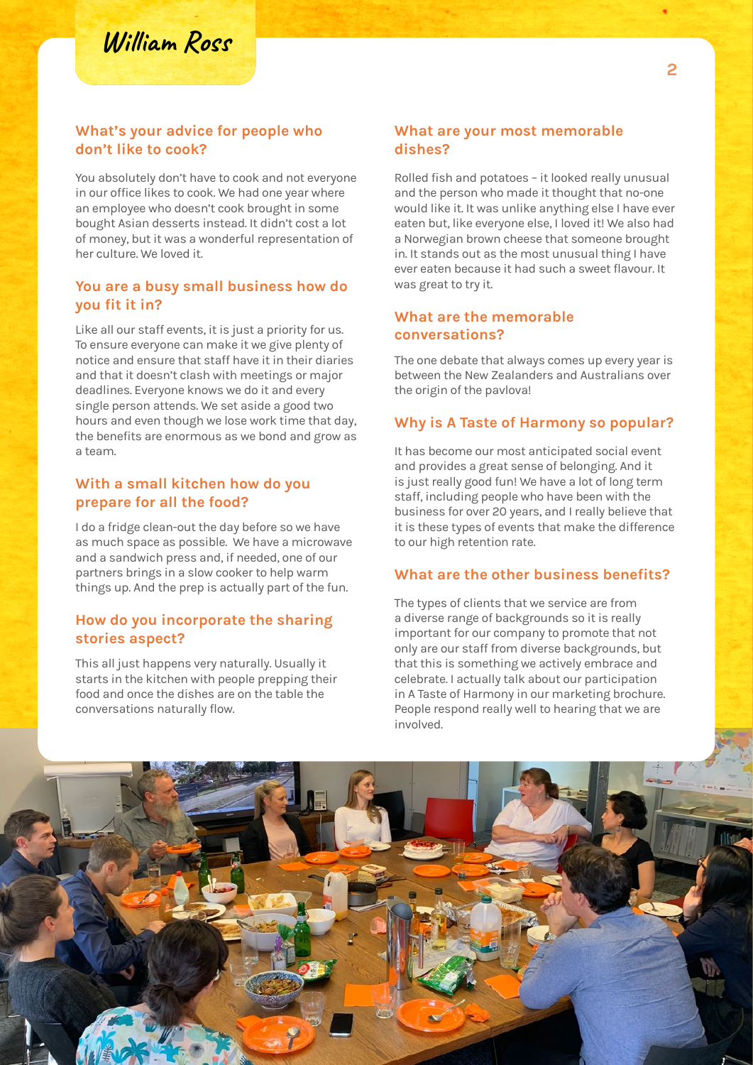# William Ross

## What's your advice for people who don't like to cook?

You absolutely don't have to cook and not everyone in our office likes to cook. We had one year where an employee who doesn't cook brought in some bought Asian desserts instead. It didn't cost a lot of money, but it was a wonderful representation of her culture. We loved it.

## You are a busy small business how do you fit it in?

Like all our staff events, it is just a priority for us. To ensure everyone can make it we give plenty of notice and ensure that staff have it in their diaries and that it doesn't clash with meetings or major deadlines. Everyone knows we do it and every single person attends. We set aside a good two hours and even though we lose work time that day, the benefits are enormous as we bond and grow as a team.

## With a small kitchen how do you prepare for all the food?

I do a fridge clean-out the day before so we have as much space as possible. We have a microwave and a sandwich press and, if needed, one of our partners brings in a slow cooker to help warm things up. And the prep is actually part of the fun.

## How do you incorporate the sharing stories aspect?

This all just happens very naturally. Usually it starts in the kitchen with people prepping their food and once the dishes are on the table the conversations naturally flow.

## What are your most memorable dishes?

Rolled fish and potatoes – it looked really unusual and the person who made it thought that no-one would like it. It was unlike anything else I have ever eaten but, like everyone else, I loved it! We also had a Norwegian brown cheese that someone brought in. It stands out as the most unusual thing I have ever eaten because it had such a sweet flavour. It was great to try it.

## What are the memorable conversations?

The one debate that always comes up every year is between the New Zealanders and Australians over the origin of the pavlova!

## Why is A Taste of Harmony so popular?

It has become our most anticipated social event and provides a great sense of belonging. And it is just really good fun! We have a lot of long term staff, including people who have been with the business for over 20 years, and I really believe that it is these types of events that make the difference to our high retention rate.

## What are the other business benefits?

The types of clients that we service are from a diverse range of backgrounds so it is really important for our company to promote that not only are our staff from diverse backgrounds, but that this is something we actively embrace and celebrate. I actually talk about our participation in A Taste of Harmony in our marketing brochure. People respond really well to hearing that we are involved.